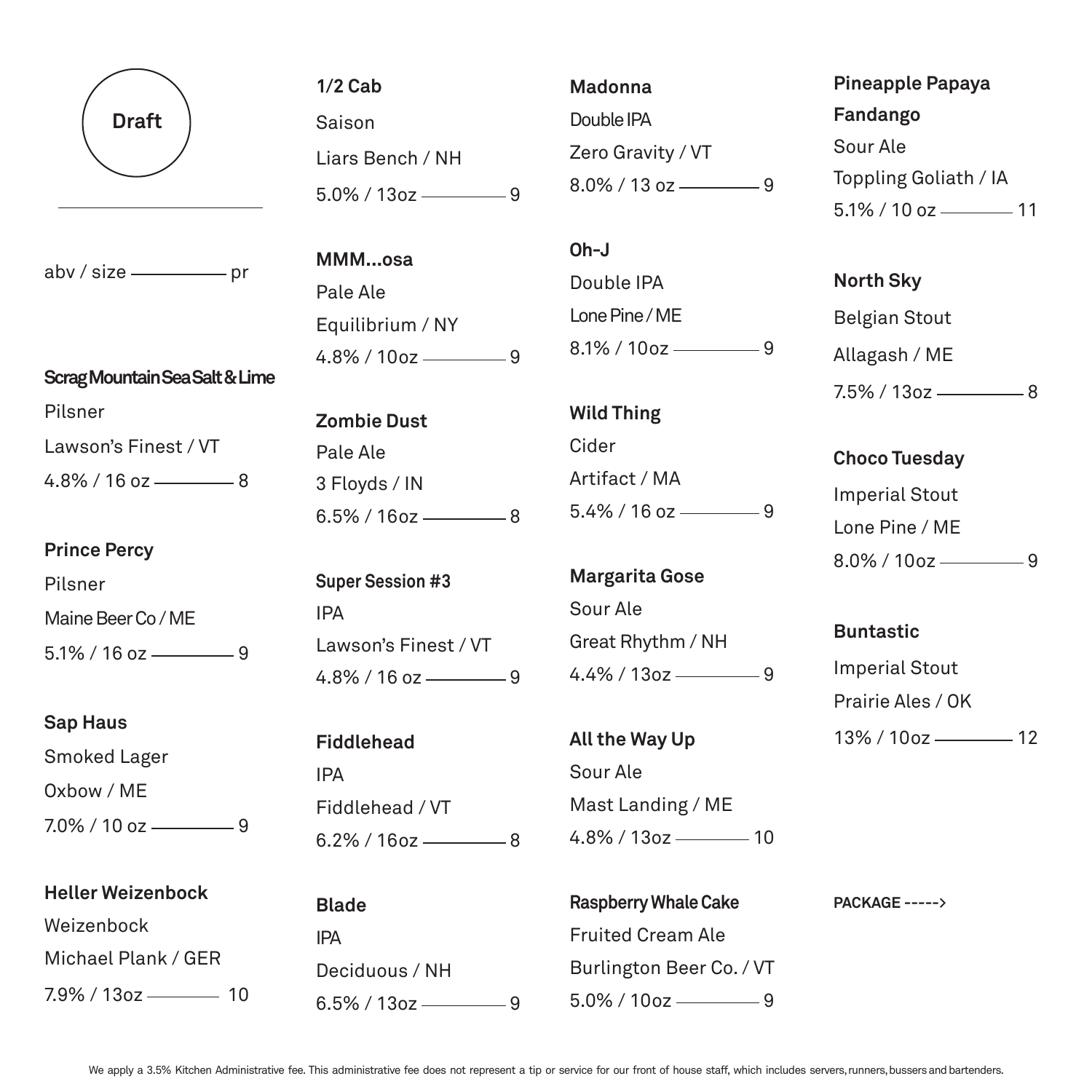# Draft

abv / size ——— pr

**Scrag Mountain Sea Salt & Lime**
Pilsner
Lawson's Finest / VT
4.8% / 16 oz ——— 8

**Prince Percy**
Pilsner
Maine Beer Co / ME
5.1% / 16 oz ——— 9

**Sap Haus**
Smoked Lager
Oxbow / ME
7.0% / 10 oz ——— 9

**Heller Weizenbock**
Weizenbock
Michael Plank / GER
7.9% / 13oz ——— 10

**1/2 Cab**
Saison
Liars Bench / NH
5.0% / 13oz ——— 9

**MMM...osa**
Pale Ale
Equilibrium / NY
4.8% / 10oz ——— 9

**Zombie Dust**
Pale Ale
3 Floyds / IN
6.5% / 16oz ——— 8

**Super Session #3**
IPA
Lawson's Finest / VT
4.8% / 16 oz ——— 9

**Fiddlehead**
IPA
Fiddlehead / VT
6.2% / 16oz ——— 8

**Blade**
IPA
Deciduous / NH
6.5% / 13oz ——— 9

**Madonna**
Double IPA
Zero Gravity / VT
8.0% / 13 oz ——— 9

**Oh-J**
Double IPA
Lone Pine / ME
8.1% / 10oz ——— 9

**Wild Thing**
Cider
Artifact / MA
5.4% / 16 oz ——— 9

**Margarita Gose**
Sour Ale
Great Rhythm / NH
4.4% / 13oz ——— 9

**All the Way Up**
Sour Ale
Mast Landing / ME
4.8% / 13oz ——— 10

**Raspberry Whale Cake**
Fruited Cream Ale
Burlington Beer Co. / VT
5.0% / 10oz ——— 9

**Pineapple Papaya Fandango**
Sour Ale
Toppling Goliath / IA
5.1% / 10 oz ——— 11

**North Sky**
Belgian Stout
Allagash / ME
7.5% / 13oz ——— 8

**Choco Tuesday**
Imperial Stout
Lone Pine / ME
8.0% / 10oz ——— 9

**Buntastic**
Imperial Stout
Prairie Ales / OK
13% / 10oz ——— 12

**PACKAGE ----->**

We apply a 3.5% Kitchen Administrative fee. This administrative fee does not represent a tip or service for our front of house staff, which includes servers, runners, bussers and bartenders.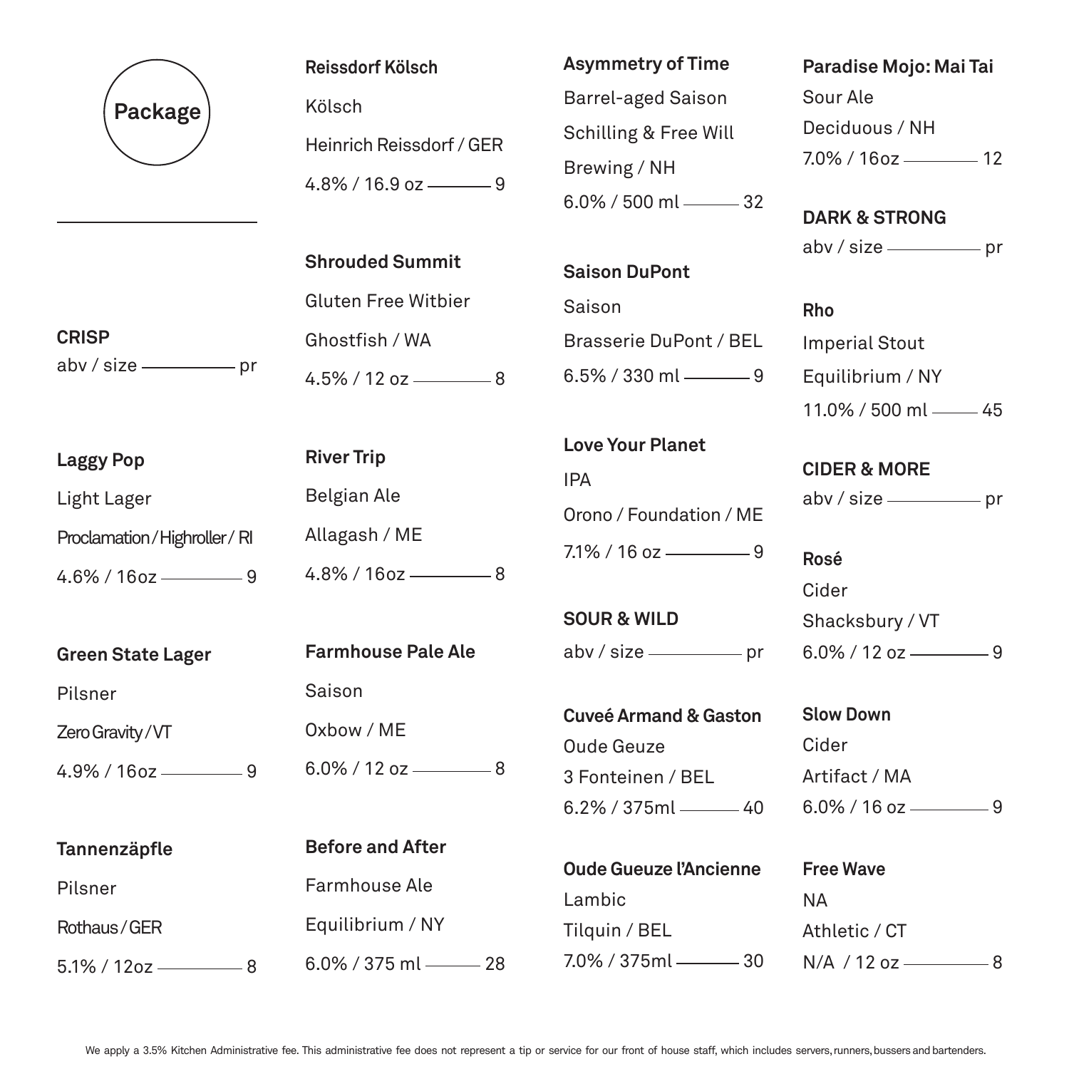# Package

## CRISP

abv / size — pr

**Laggy Pop**
Light Lager
Proclamation / Highroller / RI
4.6% / 16oz — 9

**Green State Lager**
Pilsner
Zero Gravity / VT
4.9% / 16oz — 9

**Tannenzäpfle**
Pilsner
Rothaus / GER
5.1% / 12oz — 8

**Reissdorf Kölsch**
Kölsch
Heinrich Reissdorf / GER
4.8% / 16.9 oz — 9

**Shrouded Summit**
Gluten Free Witbier
Ghostfish / WA
4.5% / 12 oz — 8

**River Trip**
Belgian Ale
Allagash / ME
4.8% / 16oz — 8

**Farmhouse Pale Ale**
Saison
Oxbow / ME
6.0% / 12 oz — 8

**Before and After**
Farmhouse Ale
Equilibrium / NY
6.0% / 375 ml — 28

**Asymmetry of Time**
Barrel-aged Saison
Schilling & Free Will Brewing / NH
6.0% / 500 ml — 32

**Saison DuPont**
Saison
Brasserie DuPont / BEL
6.5% / 330 ml — 9

**Love Your Planet**
IPA
Orono / Foundation / ME
7.1% / 16 oz — 9

## SOUR & WILD

abv / size — pr

**Cuveé Armand & Gaston**
Oude Geuze
3 Fonteinen / BEL
6.2% / 375ml — 40

**Oude Gueuze l'Ancienne**
Lambic
Tilquin / BEL
7.0% / 375ml — 30

**Paradise Mojo: Mai Tai**
Sour Ale
Deciduous / NH
7.0% / 16oz — 12

## DARK & STRONG

abv / size — pr

**Rho**
Imperial Stout
Equilibrium / NY
11.0% / 500 ml — 45

## CIDER & MORE

abv / size — pr

**Rosé**
Cider
Shacksbury / VT
6.0% / 12 oz — 9

**Slow Down**
Cider
Artifact / MA
6.0% / 16 oz — 9

**Free Wave**
NA
Athletic / CT
N/A / 12 oz — 8

We apply a 3.5% Kitchen Administrative fee. This administrative fee does not represent a tip or service for our front of house staff, which includes servers, runners, bussers and bartenders.